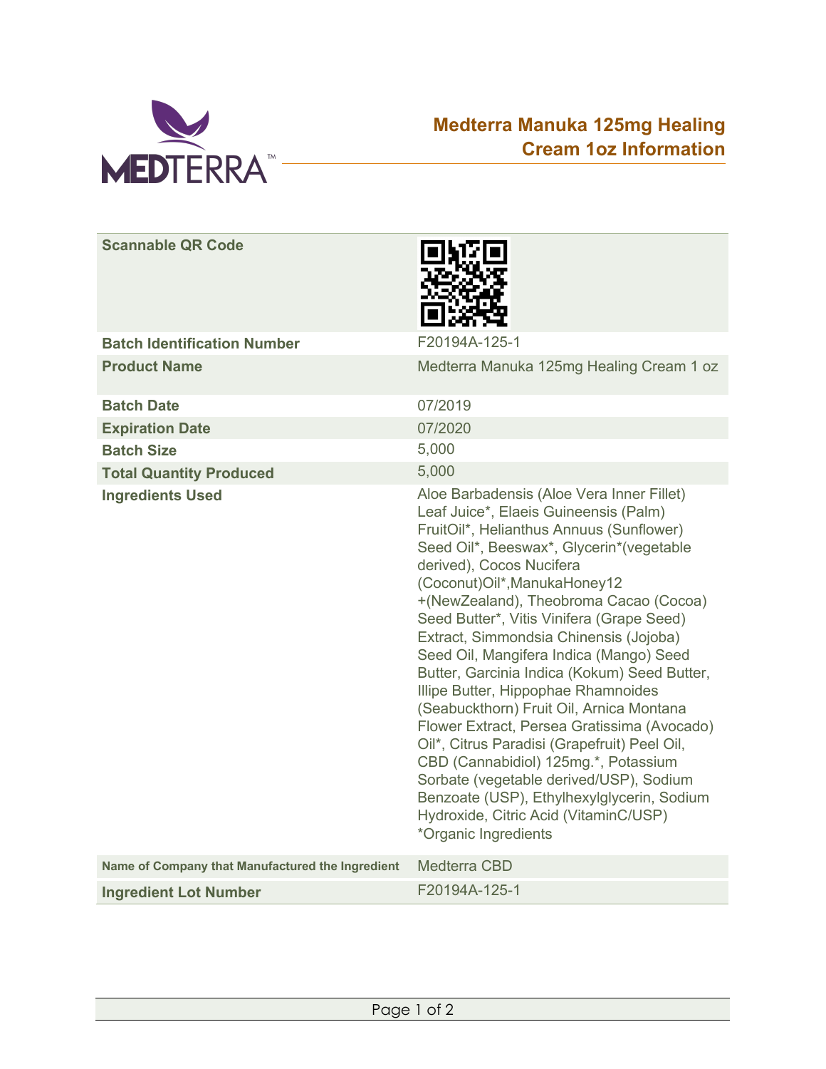# Medterra Manuka 125mg Healing Cream 1oz Information

| | |
|---|---|
| **Scannable QR Code** | |
| **Batch Identification Number** | F20194A-125-1 |
| **Product Name** | Medterra Manuka 125mg Healing Cream 1 oz |
| **Batch Date** | 07/2019 |
| **Expiration Date** | 07/2020 |
| **Batch Size** | 5,000 |
| **Total Quantity Produced** | 5,000 |
| **Ingredients Used** | Aloe Barbadensis (Aloe Vera Inner Fillet) Leaf Juice*, Elaeis Guineensis (Palm) FruitOil*, Helianthus Annuus (Sunflower) Seed Oil*, Beeswax*, Glycerin*(vegetable derived), Cocos Nucifera (Coconut)Oil*,ManukaHoney12 +(NewZealand), Theobroma Cacao (Cocoa) Seed Butter*, Vitis Vinifera (Grape Seed) Extract, Simmondsia Chinensis (Jojoba) Seed Oil, Mangifera Indica (Mango) Seed Butter, Garcinia Indica (Kokum) Seed Butter, Illipe Butter, Hippophae Rhamnoides (Seabuckthorn) Fruit Oil, Arnica Montana Flower Extract, Persea Gratissima (Avocado) Oil*, Citrus Paradisi (Grapefruit) Peel Oil, CBD (Cannabidiol) 125mg.*, Potassium Sorbate (vegetable derived/USP), Sodium Benzoate (USP), Ethylhexylglycerin, Sodium Hydroxide, Citric Acid (VitaminC/USP) *Organic Ingredients |
| **Name of Company that Manufactured the Ingredient** | Medterra CBD |
| **Ingredient Lot Number** | F20194A-125-1 |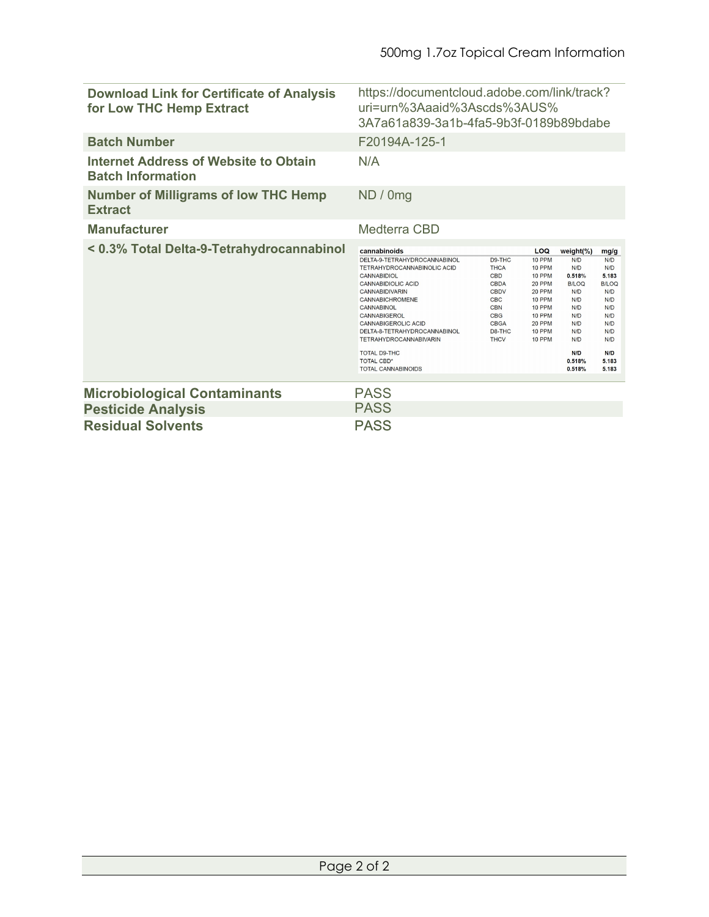# 500mg 1.7oz Topical Cream Information

| | |
|---|---|
| **Download Link for Certificate of Analysis for Low THC Hemp Extract** | https://documentcloud.adobe.com/link/track?uri=urn%3Aaaid%3Ascds%3AUS%3A7a61a839-3a1b-4fa5-9b3f-0189b89bdabe |
| **Batch Number** | F20194A-125-1 |
| **Internet Address of Website to Obtain Batch Information** | N/A |
| **Number of Milligrams of low THC Hemp Extract** | ND / 0mg |
| **Manufacturer** | Medterra CBD |
| **< 0.3% Total Delta-9-Tetrahydrocannabinol** | (see table below) |

| cannabinoids | | LOQ | weight(%) | mg/g |
|---|---|---|---|---|
| DELTA-9-TETRAHYDROCANNABINOL | D9-THC | 10 PPM | N/D | N/D |
| TETRAHYDROCANNABINOLIC ACID | THCA | 10 PPM | N/D | N/D |
| CANNABIDIOL | CBD | 10 PPM | 0.518% | 5.183 |
| CANNABIDIOLIC ACID | CBDA | 20 PPM | B/LOQ | B/LOQ |
| CANNABIDIVARIN | CBDV | 20 PPM | N/D | N/D |
| CANNABICHROMENE | CBC | 10 PPM | N/D | N/D |
| CANNABINOL | CBN | 10 PPM | N/D | N/D |
| CANNABIGEROL | CBG | 10 PPM | N/D | N/D |
| CANNABIGEROLIC ACID | CBGA | 20 PPM | N/D | N/D |
| DELTA-8-TETRAHYDROCANNABINOL | D8-THC | 10 PPM | N/D | N/D |
| TETRAHYDROCANNABIVARIN | THCV | 10 PPM | N/D | N/D |
| TOTAL D9-THC | | | N/D | N/D |
| TOTAL CBD* | | | 0.518% | 5.183 |
| TOTAL CANNABINOIDS | | | 0.518% | 5.183 |

| | |
|---|---|
| **Microbiological Contaminants** | PASS |
| **Pesticide Analysis** | PASS |
| **Residual Solvents** | PASS |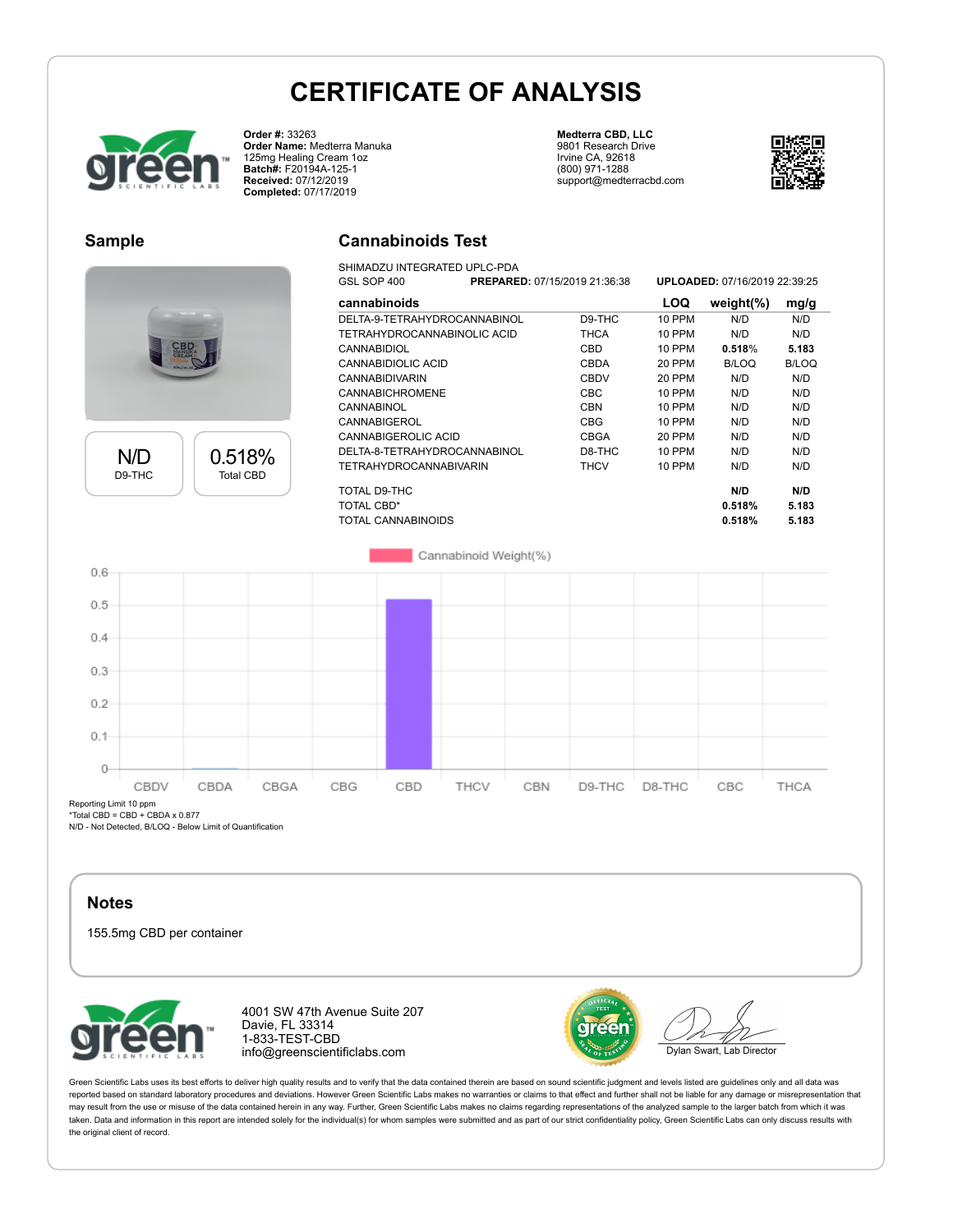# CERTIFICATE OF ANALYSIS

**Order #:** 33263
**Order Name:** Medterra Manuka 125mg Healing Cream 1oz
**Batch#:** F20194A-125-1
**Received:** 07/12/2019
**Completed:** 07/17/2019

**Medterra CBD, LLC**
9801 Research Drive
Irvine CA, 92618
(800) 971-1288
support@medterracbd.com

## Sample

| N/D | 0.518% |
|---|---|
| D9-THC | Total CBD |

## Cannabinoids Test

SHIMADZU INTEGRATED UPLC-PDA
GSL SOP 400 **PREPARED:** 07/15/2019 21:36:38 **UPLOADED:** 07/16/2019 22:39:25

| cannabinoids | | LOQ | weight(%) | mg/g |
|---|---|---|---|---|
| DELTA-9-TETRAHYDROCANNABINOL | D9-THC | 10 PPM | N/D | N/D |
| TETRAHYDROCANNABINOLIC ACID | THCA | 10 PPM | N/D | N/D |
| CANNABIDIOL | CBD | 10 PPM | **0.518%** | **5.183** |
| CANNABIDIOLIC ACID | CBDA | 20 PPM | B/LOQ | B/LOQ |
| CANNABIDIVARIN | CBDV | 20 PPM | N/D | N/D |
| CANNABICHROMENE | CBC | 10 PPM | N/D | N/D |
| CANNABINOL | CBN | 10 PPM | N/D | N/D |
| CANNABIGEROL | CBG | 10 PPM | N/D | N/D |
| CANNABIGEROLIC ACID | CBGA | 20 PPM | N/D | N/D |
| DELTA-8-TETRAHYDROCANNABINOL | D8-THC | 10 PPM | N/D | N/D |
| TETRAHYDROCANNABIVARIN | THCV | 10 PPM | N/D | N/D |
| TOTAL D9-THC | | | **N/D** | **N/D** |
| TOTAL CBD* | | | **0.518%** | **5.183** |
| TOTAL CANNABINOIDS | | | **0.518%** | **5.183** |

Reporting Limit 10 ppm
*Total CBD = CBD + CBDA x 0.877
N/D - Not Detected, B/LOQ - Below Limit of Quantification

## Notes

155.5mg CBD per container

4001 SW 47th Avenue Suite 207
Davie, FL 33314
1-833-TEST-CBD
info@greenscientificlabs.com

Dylan Swart, Lab Director

Green Scientific Labs uses its best efforts to deliver high quality results and to verify that the data contained therein are based on sound scientific judgment and levels listed are guidelines only and all data was reported based on standard laboratory procedures and deviations. However Green Scientific Labs makes no warranties or claims to that effect and further shall not be liable for any damage or misrepresentation that may result from the use or misuse of the data contained herein in any way. Further, Green Scientific Labs makes no claims regarding representations of the analyzed sample to the larger batch from which it was taken. Data and information in this report are intended solely for the individual(s) for whom samples were submitted and as part of our strict confidentiality policy, Green Scientific Labs can only discuss results with the original client of record.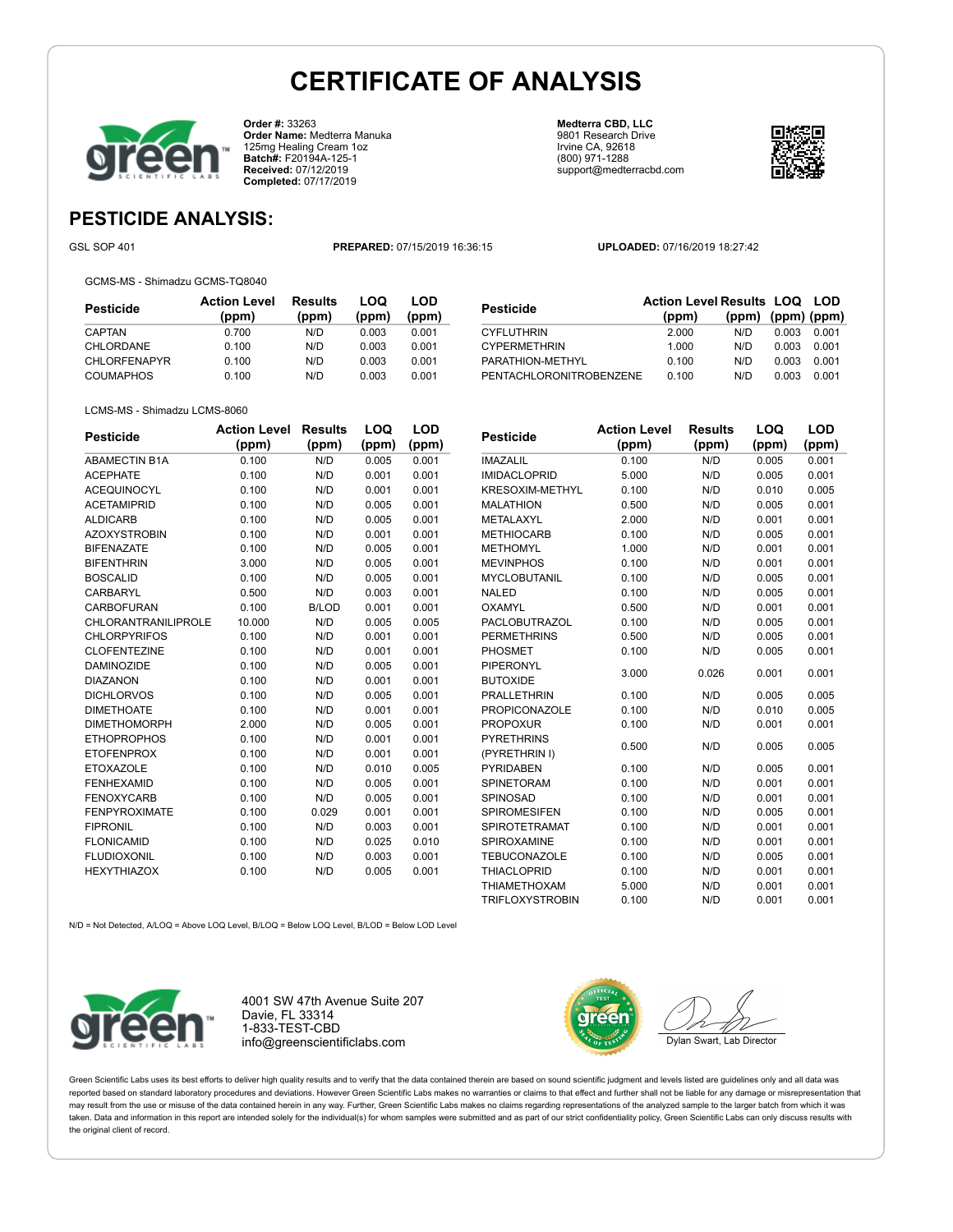# CERTIFICATE OF ANALYSIS

**Order #:** 33263
**Order Name:** Medterra Manuka 125mg Healing Cream 1oz
**Batch#:** F20194A-125-1
**Received:** 07/12/2019
**Completed:** 07/17/2019

**Medterra CBD, LLC**
9801 Research Drive
Irvine CA, 92618
(800) 971-1288
support@medterracbd.com

## PESTICIDE ANALYSIS:

GSL SOP 401 **PREPARED:** 07/15/2019 16:36:15 **UPLOADED:** 07/16/2019 18:27:42

GCMS-MS - Shimadzu GCMS-TQ8040

| Pesticide | Action Level (ppm) | Results (ppm) | LOQ (ppm) | LOD (ppm) |
|---|---|---|---|---|
| CAPTAN | 0.700 | N/D | 0.003 | 0.001 |
| CHLORDANE | 0.100 | N/D | 0.003 | 0.001 |
| CHLORFENAPYR | 0.100 | N/D | 0.003 | 0.001 |
| COUMAPHOS | 0.100 | N/D | 0.003 | 0.001 |
| CYFLUTHRIN | 2.000 | N/D | 0.003 | 0.001 |
| CYPERMETHRIN | 1.000 | N/D | 0.003 | 0.001 |
| PARATHION-METHYL | 0.100 | N/D | 0.003 | 0.001 |
| PENTACHLORONITROBENZENE | 0.100 | N/D | 0.003 | 0.001 |

LCMS-MS - Shimadzu LCMS-8060

| Pesticide | Action Level (ppm) | Results (ppm) | LOQ (ppm) | LOD (ppm) |
|---|---|---|---|---|
| ABAMECTIN B1A | 0.100 | N/D | 0.005 | 0.001 |
| ACEPHATE | 0.100 | N/D | 0.001 | 0.001 |
| ACEQUINOCYL | 0.100 | N/D | 0.001 | 0.001 |
| ACETAMIPRID | 0.100 | N/D | 0.005 | 0.001 |
| ALDICARB | 0.100 | N/D | 0.005 | 0.001 |
| AZOXYSTROBIN | 0.100 | N/D | 0.001 | 0.001 |
| BIFENAZATE | 0.100 | N/D | 0.005 | 0.001 |
| BIFENTHRIN | 3.000 | N/D | 0.005 | 0.001 |
| BOSCALID | 0.100 | N/D | 0.005 | 0.001 |
| CARBARYL | 0.500 | N/D | 0.003 | 0.001 |
| CARBOFURAN | 0.100 | B/LOD | 0.001 | 0.001 |
| CHLORANTRANILIPROLE | 10.000 | N/D | 0.005 | 0.005 |
| CHLORPYRIFOS | 0.100 | N/D | 0.001 | 0.001 |
| CLOFENTEZINE | 0.100 | N/D | 0.001 | 0.001 |
| DAMINOZIDE | 0.100 | N/D | 0.005 | 0.001 |
| DIAZANON | 0.100 | N/D | 0.001 | 0.001 |
| DICHLORVOS | 0.100 | N/D | 0.005 | 0.001 |
| DIMETHOATE | 0.100 | N/D | 0.001 | 0.001 |
| DIMETHOMORPH | 2.000 | N/D | 0.005 | 0.001 |
| ETHOPROPHOS | 0.100 | N/D | 0.001 | 0.001 |
| ETOFENPROX | 0.100 | N/D | 0.001 | 0.001 |
| ETOXAZOLE | 0.100 | N/D | 0.010 | 0.005 |
| FENHEXAMID | 0.100 | N/D | 0.005 | 0.001 |
| FENOXYCARB | 0.100 | N/D | 0.005 | 0.001 |
| FENPYROXIMATE | 0.100 | 0.029 | 0.001 | 0.001 |
| FIPRONIL | 0.100 | N/D | 0.003 | 0.001 |
| FLONICAMID | 0.100 | N/D | 0.025 | 0.010 |
| FLUDIOXONIL | 0.100 | N/D | 0.003 | 0.001 |
| HEXYTHIAZOX | 0.100 | N/D | 0.005 | 0.001 |
| IMAZALIL | 0.100 | N/D | 0.005 | 0.001 |
| IMIDACLOPRID | 5.000 | N/D | 0.005 | 0.001 |
| KRESOXIM-METHYL | 0.100 | N/D | 0.010 | 0.005 |
| MALATHION | 0.500 | N/D | 0.005 | 0.001 |
| METALAXYL | 2.000 | N/D | 0.001 | 0.001 |
| METHIOCARB | 0.100 | N/D | 0.005 | 0.001 |
| METHOMYL | 1.000 | N/D | 0.001 | 0.001 |
| MEVINPHOS | 0.100 | N/D | 0.001 | 0.001 |
| MYCLOBUTANIL | 0.100 | N/D | 0.005 | 0.001 |
| NALED | 0.100 | N/D | 0.005 | 0.001 |
| OXAMYL | 0.500 | N/D | 0.001 | 0.001 |
| PACLOBUTRAZOL | 0.100 | N/D | 0.005 | 0.001 |
| PERMETHRINS | 0.500 | N/D | 0.005 | 0.001 |
| PHOSMET | 0.100 | N/D | 0.005 | 0.001 |
| PIPERONYL BUTOXIDE | 3.000 | 0.026 | 0.001 | 0.001 |
| PRALLETHRIN | 0.100 | N/D | 0.005 | 0.005 |
| PROPICONAZOLE | 0.100 | N/D | 0.010 | 0.005 |
| PROPOXUR | 0.100 | N/D | 0.001 | 0.001 |
| PYRETHRINS (PYRETHRIN I) | 0.500 | N/D | 0.005 | 0.005 |
| PYRIDABEN | 0.100 | N/D | 0.005 | 0.001 |
| SPINETORAM | 0.100 | N/D | 0.001 | 0.001 |
| SPINOSAD | 0.100 | N/D | 0.001 | 0.001 |
| SPIROMESIFEN | 0.100 | N/D | 0.005 | 0.001 |
| SPIROTETRAMAT | 0.100 | N/D | 0.001 | 0.001 |
| SPIROXAMINE | 0.100 | N/D | 0.001 | 0.001 |
| TEBUCONAZOLE | 0.100 | N/D | 0.005 | 0.001 |
| THIACLOPRID | 0.100 | N/D | 0.001 | 0.001 |
| THIAMETHOXAM | 5.000 | N/D | 0.001 | 0.001 |
| TRIFLOXYSTROBIN | 0.100 | N/D | 0.001 | 0.001 |

N/D = Not Detected, A/LOQ = Above LOQ Level, B/LOQ = Below LOQ Level, B/LOD = Below LOD Level

4001 SW 47th Avenue Suite 207
Davie, FL 33314
1-833-TEST-CBD
info@greenscientificlabs.com

Dylan Swart, Lab Director

Green Scientific Labs uses its best efforts to deliver high quality results and to verify that the data contained therein are based on sound scientific judgment and levels listed are guidelines only and all data was reported based on standard laboratory procedures and deviations. However Green Scientific Labs makes no warranties or claims to that effect and further shall not be liable for any damage or misrepresentation that may result from the use or misuse of the data contained herein in any way. Further, Green Scientific Labs makes no claims regarding representations of the analyzed sample to the larger batch from which it was taken. Data and information in this report are intended solely for the individual(s) for whom samples were submitted and as part of our strict confidentiality policy, Green Scientific Labs can only discuss results with the original client of record.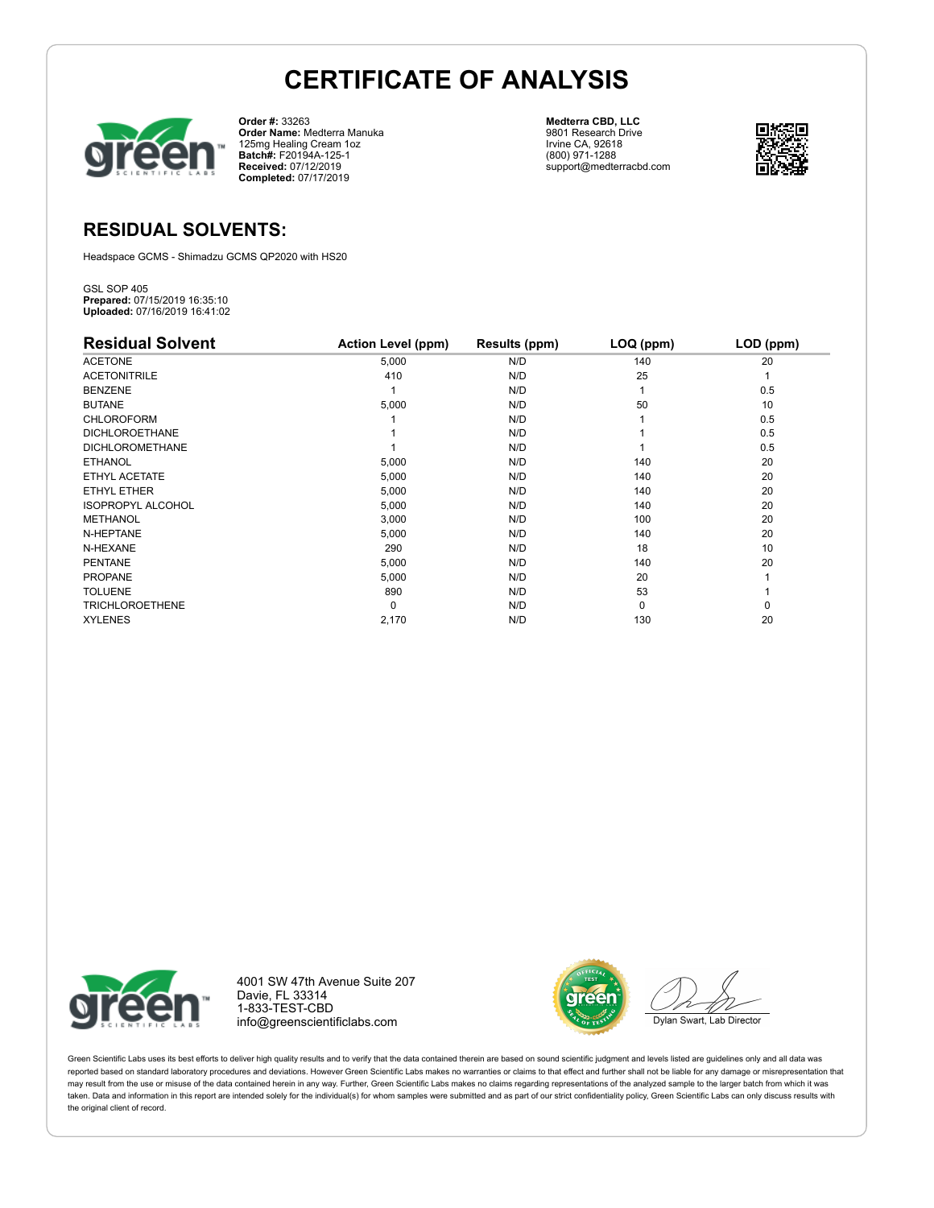# CERTIFICATE OF ANALYSIS

**Order #:** 33263
**Order Name:** Medterra Manuka 125mg Healing Cream 1oz
**Batch#:** F20194A-125-1
**Received:** 07/12/2019
**Completed:** 07/17/2019

**Medterra CBD, LLC**
9801 Research Drive
Irvine CA, 92618
(800) 971-1288
support@medterracbd.com

## RESIDUAL SOLVENTS:

Headspace GCMS - Shimadzu GCMS QP2020 with HS20

GSL SOP 405
**Prepared:** 07/15/2019 16:35:10
**Uploaded:** 07/16/2019 16:41:02

| Residual Solvent | Action Level (ppm) | Results (ppm) | LOQ (ppm) | LOD (ppm) |
|---|---|---|---|---|
| ACETONE | 5,000 | N/D | 140 | 20 |
| ACETONITRILE | 410 | N/D | 25 | 1 |
| BENZENE | 1 | N/D | 1 | 0.5 |
| BUTANE | 5,000 | N/D | 50 | 10 |
| CHLOROFORM | 1 | N/D | 1 | 0.5 |
| DICHLOROETHANE | 1 | N/D | 1 | 0.5 |
| DICHLOROMETHANE | 1 | N/D | 1 | 0.5 |
| ETHANOL | 5,000 | N/D | 140 | 20 |
| ETHYL ACETATE | 5,000 | N/D | 140 | 20 |
| ETHYL ETHER | 5,000 | N/D | 140 | 20 |
| ISOPROPYL ALCOHOL | 5,000 | N/D | 140 | 20 |
| METHANOL | 3,000 | N/D | 100 | 20 |
| N-HEPTANE | 5,000 | N/D | 140 | 20 |
| N-HEXANE | 290 | N/D | 18 | 10 |
| PENTANE | 5,000 | N/D | 140 | 20 |
| PROPANE | 5,000 | N/D | 20 | 1 |
| TOLUENE | 890 | N/D | 53 | 1 |
| TRICHLOROETHENE | 0 | N/D | 0 | 0 |
| XYLENES | 2,170 | N/D | 130 | 20 |

4001 SW 47th Avenue Suite 207
Davie, FL 33314
1-833-TEST-CBD
info@greenscientificlabs.com

Dylan Swart, Lab Director

Green Scientific Labs uses its best efforts to deliver high quality results and to verify that the data contained therein are based on sound scientific judgment and levels listed are guidelines only and all data was reported based on standard laboratory procedures and deviations. However Green Scientific Labs makes no warranties or claims to that effect and further shall not be liable for any damage or misrepresentation that may result from the use or misuse of the data contained herein in any way. Further, Green Scientific Labs makes no claims regarding representations of the analyzed sample to the larger batch from which it was taken. Data and information in this report are intended solely for the individual(s) for whom samples were submitted and as part of our strict confidentiality policy, Green Scientific Labs can only discuss results with the original client of record.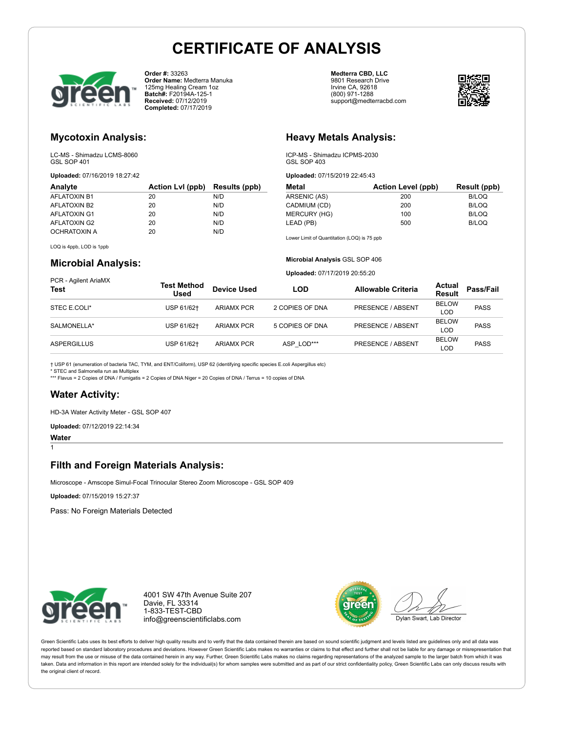# CERTIFICATE OF ANALYSIS

**Order #:** 33263
**Order Name:** Medterra Manuka 125mg Healing Cream 1oz
**Batch#:** F20194A-125-1
**Received:** 07/12/2019
**Completed:** 07/17/2019

**Medterra CBD, LLC**
9801 Research Drive
Irvine CA, 92618
(800) 971-1288
support@medterracbd.com

## Mycotoxin Analysis:

LC-MS - Shimadzu LCMS-8060
GSL SOP 401

**Uploaded:** 07/16/2019 18:27:42

| Analyte | Action Lvl (ppb) | Results (ppb) |
|---|---|---|
| AFLATOXIN B1 | 20 | N/D |
| AFLATOXIN B2 | 20 | N/D |
| AFLATOXIN G1 | 20 | N/D |
| AFLATOXIN G2 | 20 | N/D |
| OCHRATOXIN A | 20 | N/D |

LOQ is 4ppb, LOD is 1ppb

## Heavy Metals Analysis:

ICP-MS - Shimadzu ICPMS-2030
GSL SOP 403

**Uploaded:** 07/15/2019 22:45:43

| Metal | Action Level (ppb) | Result (ppb) |
|---|---|---|
| ARSENIC (AS) | 200 | B/LOQ |
| CADMIUM (CD) | 200 | B/LOQ |
| MERCURY (HG) | 100 | B/LOQ |
| LEAD (PB) | 500 | B/LOQ |

Lower Limit of Quantitation (LOQ) is 75 ppb

## Microbial Analysis:

**Microbial Analysis** GSL SOP 406

**Uploaded:** 07/17/2019 20:55:20

PCR - Agilent AriaMX

| Test | Test Method Used | Device Used | LOD | Allowable Criteria | Actual Result | Pass/Fail |
|---|---|---|---|---|---|---|
| STEC E.COLI* | USP 61/62† | ARIAMX PCR | 2 COPIES OF DNA | PRESENCE / ABSENT | BELOW LOD | PASS |
| SALMONELLA* | USP 61/62† | ARIAMX PCR | 5 COPIES OF DNA | PRESENCE / ABSENT | BELOW LOD | PASS |
| ASPERGILLUS | USP 61/62† | ARIAMX PCR | ASP_LOD*** | PRESENCE / ABSENT | BELOW LOD | PASS |

† USP 61 (enumeration of bacteria TAC, TYM, and ENT/Coliform), USP 62 (identifying specific species E.coli Aspergillus etc)
* STEC and Salmonella run as Multiplex
*** Flavus = 2 Copies of DNA / Fumigatis = 2 Copies of DNA Niger = 20 Copies of DNA / Terrus = 10 copies of DNA

## Water Activity:

HD-3A Water Activity Meter - GSL SOP 407

**Uploaded:** 07/12/2019 22:14:34

| Water |
|---|
| 1 |

## Filth and Foreign Materials Analysis:

Microscope - Amscope Simul-Focal Trinocular Stereo Zoom Microscope - GSL SOP 409

**Uploaded:** 07/15/2019 15:27:37

Pass: No Foreign Materials Detected

4001 SW 47th Avenue Suite 207
Davie, FL 33314
1-833-TEST-CBD
info@greenscientificlabs.com

Dylan Swart, Lab Director

Green Scientific Labs uses its best efforts to deliver high quality results and to verify that the data contained therein are based on sound scientific judgment and levels listed are guidelines only and all data was reported based on standard laboratory procedures and deviations. However Green Scientific Labs makes no warranties or claims to that effect and further shall not be liable for any damage or misrepresentation that may result from the use or misuse of the data contained herein in any way. Further, Green Scientific Labs makes no claims regarding representations of the analyzed sample to the larger batch from which it was taken. Data and information in this report are intended solely for the individual(s) for whom samples were submitted and as part of our strict confidentiality policy, Green Scientific Labs can only discuss results with the original client of record.